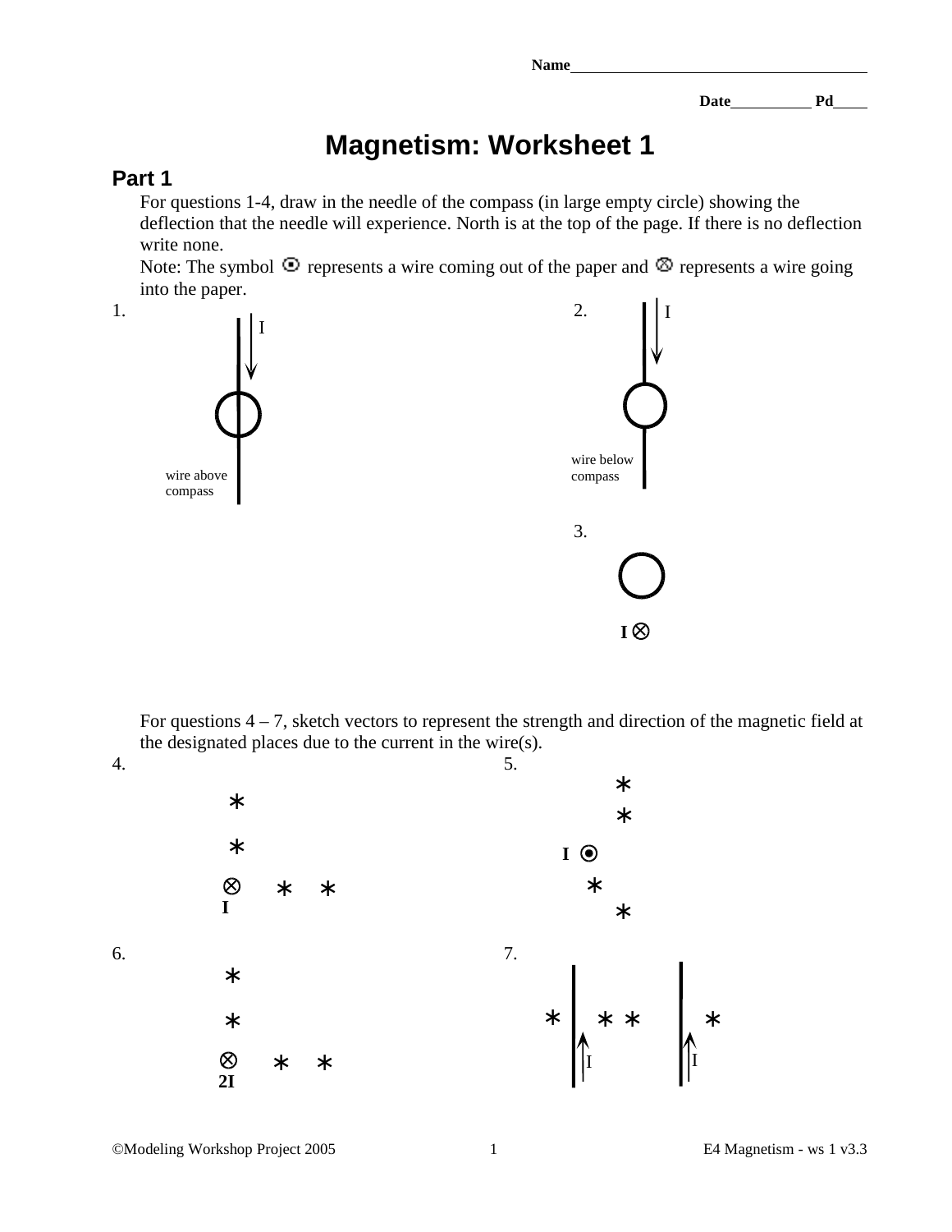Name______________________________________

Date__________ Pd____

# Magnetism: Worksheet 1

## Part 1

For questions 1-4, draw in the needle of the compass (in large empty circle) showing the deflection that the needle will experience. North is at the top of the page. If there is no deflection write none.

Note: The symbol ⊙ represents a wire coming out of the paper and ⊗ represents a wire going into the paper.

1. I — wire above compass

2. I — wire below compass

3. I ⊗

For questions 4 – 7, sketch vectors to represent the strength and direction of the magnetic field at the designated places due to the current in the wire(s).

4. ⊗ I

5. I ⊙

6. ⊗ 2I

7. I I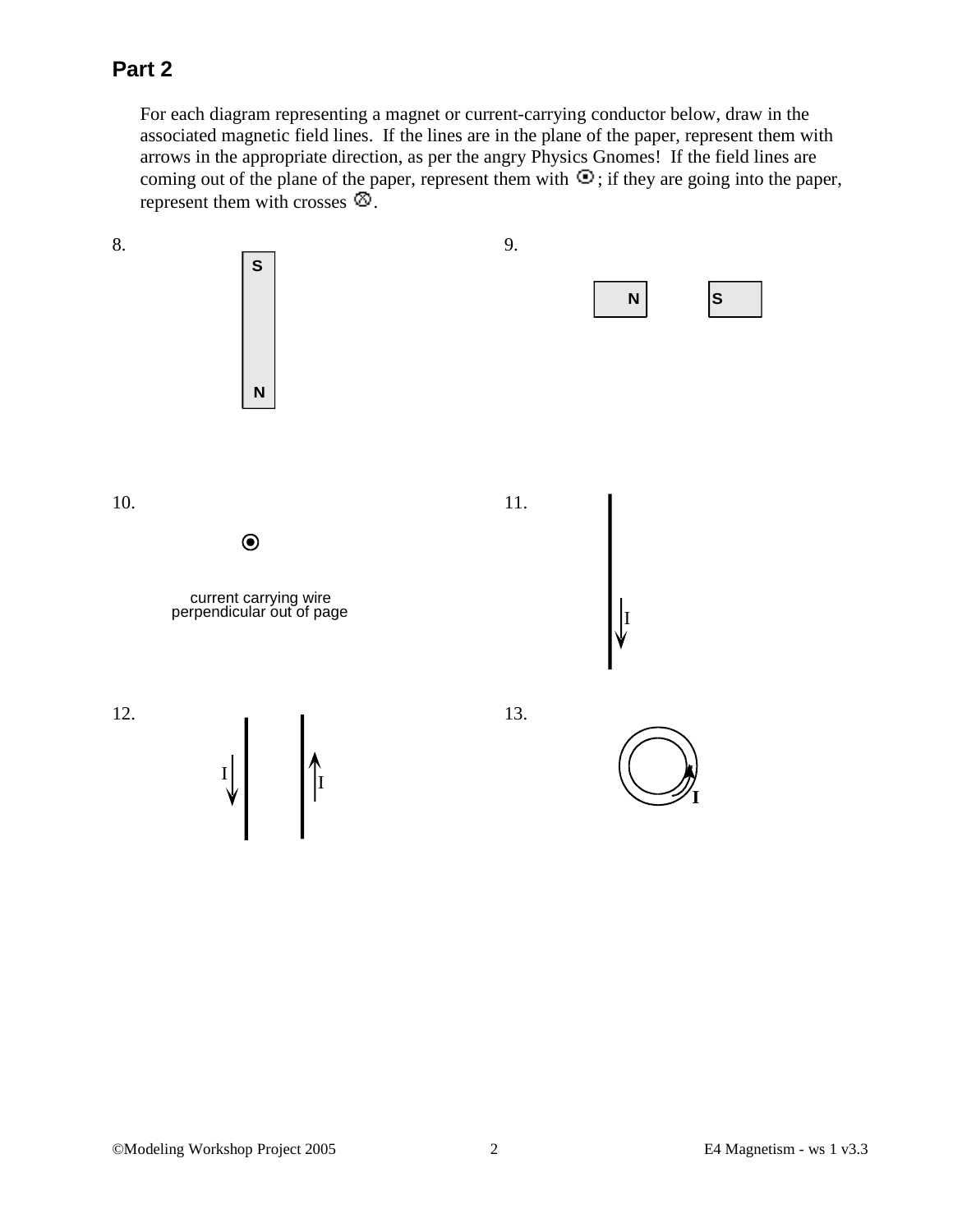## Part 2

For each diagram representing a magnet or current-carrying conductor below, draw in the associated magnetic field lines. If the lines are in the plane of the paper, represent them with arrows in the appropriate direction, as per the angry Physics Gnomes! If the field lines are coming out of the plane of the paper, represent them with ⊙; if they are going into the paper, represent them with crosses ⊗.

8.

S

N

9.

N S

10.

current carrying wire
perpendicular out of page

11.

I

12.

I I

13.

I